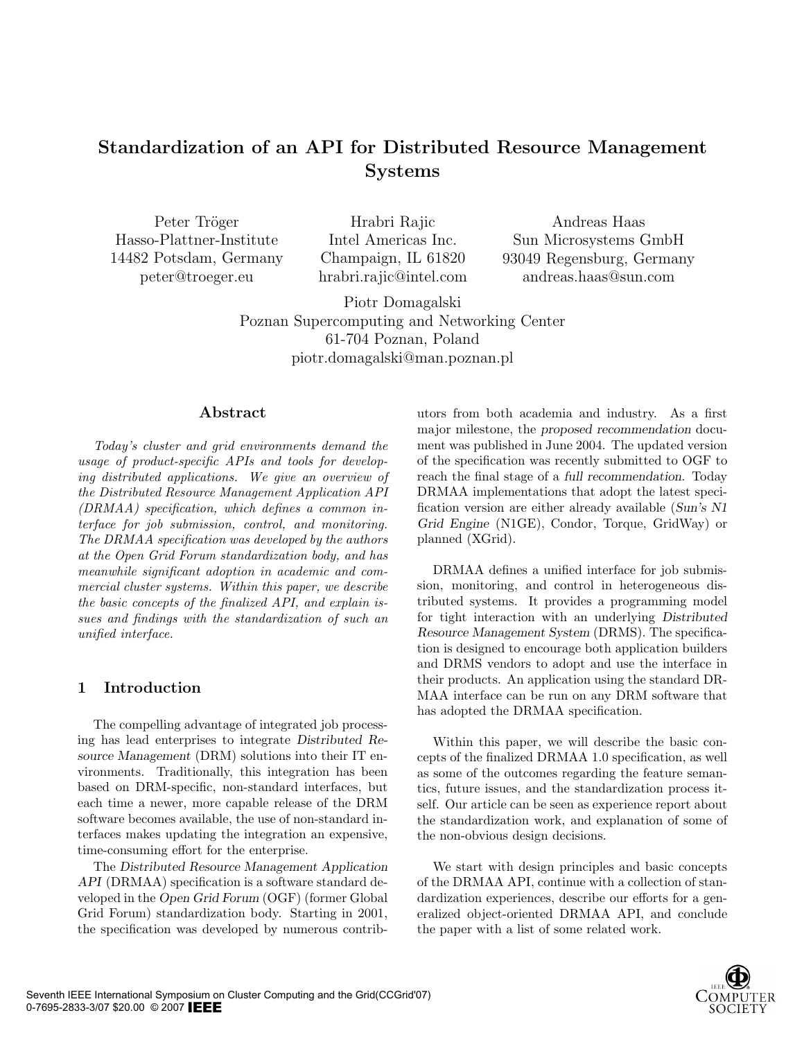# Standardization of an API for Distributed Resource Management Systems

Peter Tröger
Hasso-Plattner-Institute
14482 Potsdam, Germany
peter@troeger.eu

Hrabri Rajic
Intel Americas Inc.
Champaign, IL 61820
hrabri.rajic@intel.com

Andreas Haas
Sun Microsystems GmbH
93049 Regensburg, Germany
andreas.haas@sun.com

Piotr Domagalski
Poznan Supercomputing and Networking Center
61-704 Poznan, Poland
piotr.domagalski@man.poznan.pl

## Abstract

*Today's cluster and grid environments demand the usage of product-specific APIs and tools for developing distributed applications. We give an overview of the Distributed Resource Management Application API (DRMAA) specification, which defines a common interface for job submission, control, and monitoring. The DRMAA specification was developed by the authors at the Open Grid Forum standardization body, and has meanwhile significant adoption in academic and commercial cluster systems. Within this paper, we describe the basic concepts of the finalized API, and explain issues and findings with the standardization of such an unified interface.*

## 1 Introduction

The compelling advantage of integrated job processing has lead enterprises to integrate *Distributed Resource Management* (DRM) solutions into their IT environments. Traditionally, this integration has been based on DRM-specific, non-standard interfaces, but each time a newer, more capable release of the DRM software becomes available, the use of non-standard interfaces makes updating the integration an expensive, time-consuming effort for the enterprise.

The *Distributed Resource Management Application API* (DRMAA) specification is a software standard developed in the *Open Grid Forum* (OGF) (former Global Grid Forum) standardization body. Starting in 2001, the specification was developed by numerous contributors from both academia and industry. As a first major milestone, the *proposed recommendation* document was published in June 2004. The updated version of the specification was recently submitted to OGF to reach the final stage of a *full recommendation*. Today DRMAA implementations that adopt the latest specification version are either already available (*Sun's N1 Grid Engine* (N1GE), Condor, Torque, GridWay) or planned (XGrid).

DRMAA defines a unified interface for job submission, monitoring, and control in heterogeneous distributed systems. It provides a programming model for tight interaction with an underlying *Distributed Resource Management System* (DRMS). The specification is designed to encourage both application builders and DRMS vendors to adopt and use the interface in their products. An application using the standard DRMAA interface can be run on any DRM software that has adopted the DRMAA specification.

Within this paper, we will describe the basic concepts of the finalized DRMAA 1.0 specification, as well as some of the outcomes regarding the feature semantics, future issues, and the standardization process itself. Our article can be seen as experience report about the standardization work, and explanation of some of the non-obvious design decisions.

We start with design principles and basic concepts of the DRMAA API, continue with a collection of standardization experiences, describe our efforts for a generalized object-oriented DRMAA API, and conclude the paper with a list of some related work.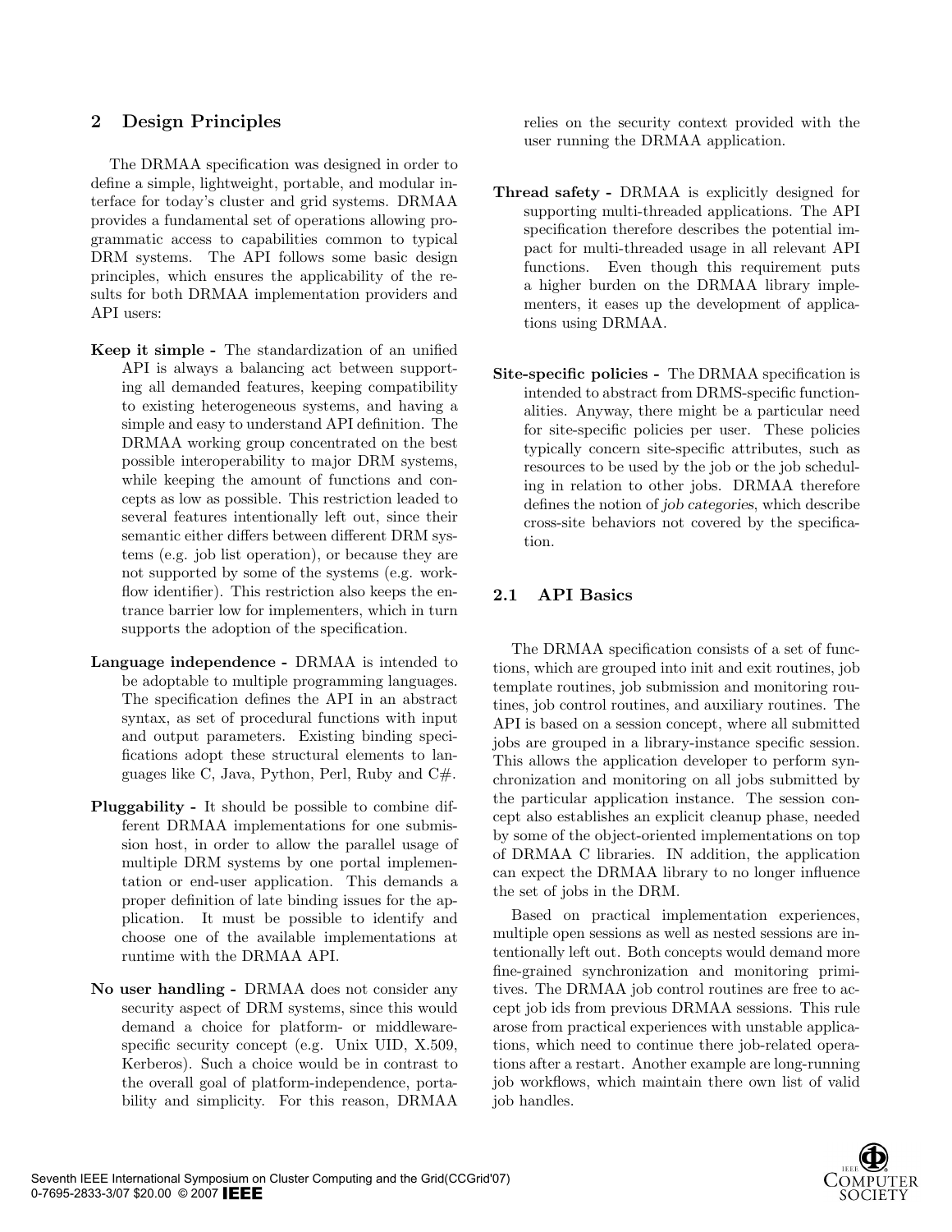## 2 Design Principles

The DRMAA specification was designed in order to define a simple, lightweight, portable, and modular interface for today's cluster and grid systems. DRMAA provides a fundamental set of operations allowing programmatic access to capabilities common to typical DRM systems. The API follows some basic design principles, which ensures the applicability of the results for both DRMAA implementation providers and API users:

**Keep it simple -** The standardization of an unified API is always a balancing act between supporting all demanded features, keeping compatibility to existing heterogeneous systems, and having a simple and easy to understand API definition. The DRMAA working group concentrated on the best possible interoperability to major DRM systems, while keeping the amount of functions and concepts as low as possible. This restriction leaded to several features intentionally left out, since their semantic either differs between different DRM systems (e.g. job list operation), or because they are not supported by some of the systems (e.g. workflow identifier). This restriction also keeps the entrance barrier low for implementers, which in turn supports the adoption of the specification.

**Language independence -** DRMAA is intended to be adoptable to multiple programming languages. The specification defines the API in an abstract syntax, as set of procedural functions with input and output parameters. Existing binding specifications adopt these structural elements to languages like C, Java, Python, Perl, Ruby and C#.

**Pluggability -** It should be possible to combine different DRMAA implementations for one submission host, in order to allow the parallel usage of multiple DRM systems by one portal implementation or end-user application. This demands a proper definition of late binding issues for the application. It must be possible to identify and choose one of the available implementations at runtime with the DRMAA API.

**No user handling -** DRMAA does not consider any security aspect of DRM systems, since this would demand a choice for platform- or middleware-specific security concept (e.g. Unix UID, X.509, Kerberos). Such a choice would be in contrast to the overall goal of platform-independence, portability and simplicity. For this reason, DRMAA relies on the security context provided with the user running the DRMAA application.

**Thread safety -** DRMAA is explicitly designed for supporting multi-threaded applications. The API specification therefore describes the potential impact for multi-threaded usage in all relevant API functions. Even though this requirement puts a higher burden on the DRMAA library implementers, it eases up the development of applications using DRMAA.

**Site-specific policies -** The DRMAA specification is intended to abstract from DRMS-specific functionalities. Anyway, there might be a particular need for site-specific policies per user. These policies typically concern site-specific attributes, such as resources to be used by the job or the job scheduling in relation to other jobs. DRMAA therefore defines the notion of *job categories*, which describe cross-site behaviors not covered by the specification.

### 2.1 API Basics

The DRMAA specification consists of a set of functions, which are grouped into init and exit routines, job template routines, job submission and monitoring routines, job control routines, and auxiliary routines. The API is based on a session concept, where all submitted jobs are grouped in a library-instance specific session. This allows the application developer to perform synchronization and monitoring on all jobs submitted by the particular application instance. The session concept also establishes an explicit cleanup phase, needed by some of the object-oriented implementations on top of DRMAA C libraries. IN addition, the application can expect the DRMAA library to no longer influence the set of jobs in the DRM.

Based on practical implementation experiences, multiple open sessions as well as nested sessions are intentionally left out. Both concepts would demand more fine-grained synchronization and monitoring primitives. The DRMAA job control routines are free to accept job ids from previous DRMAA sessions. This rule arose from practical experiences with unstable applications, which need to continue there job-related operations after a restart. Another example are long-running job workflows, which maintain there own list of valid job handles.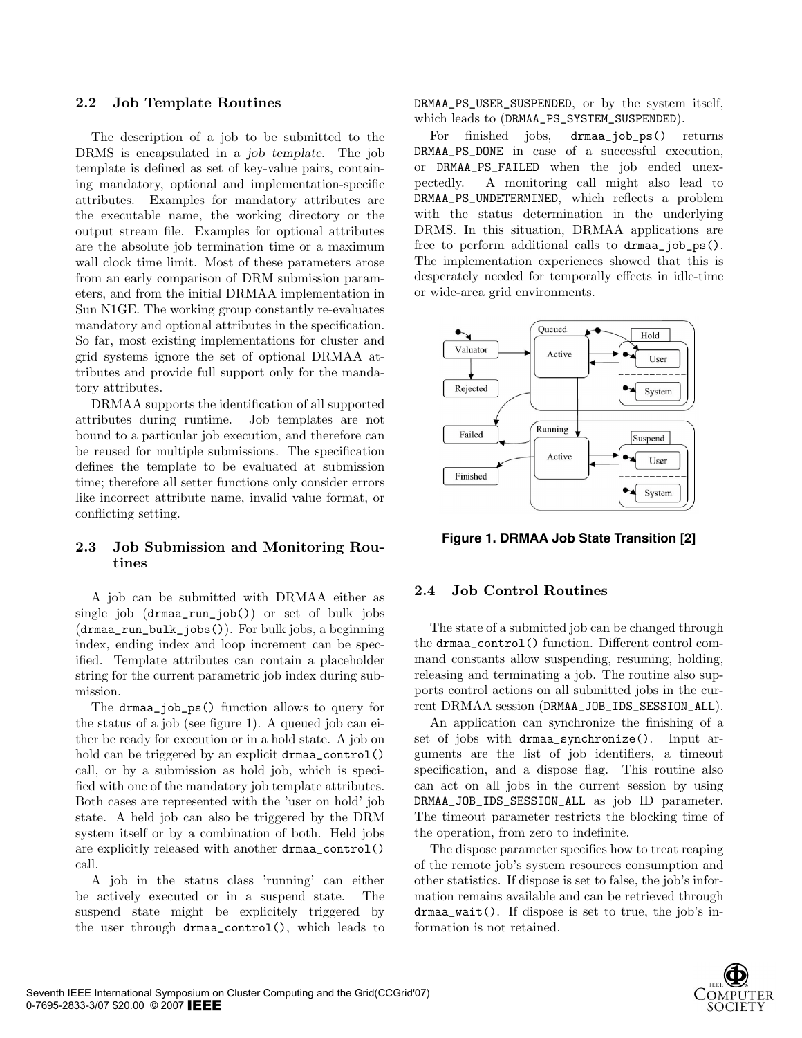### 2.2 Job Template Routines

The description of a job to be submitted to the DRMS is encapsulated in a *job template*. The job template is defined as set of key-value pairs, containing mandatory, optional and implementation-specific attributes. Examples for mandatory attributes are the executable name, the working directory or the output stream file. Examples for optional attributes are the absolute job termination time or a maximum wall clock time limit. Most of these parameters arose from an early comparison of DRM submission parameters, and from the initial DRMAA implementation in Sun N1GE. The working group constantly re-evaluates mandatory and optional attributes in the specification. So far, most existing implementations for cluster and grid systems ignore the set of optional DRMAA attributes and provide full support only for the mandatory attributes.

DRMAA supports the identification of all supported attributes during runtime. Job templates are not bound to a particular job execution, and therefore can be reused for multiple submissions. The specification defines the template to be evaluated at submission time; therefore all setter functions only consider errors like incorrect attribute name, invalid value format, or conflicting setting.

### 2.3 Job Submission and Monitoring Routines

A job can be submitted with DRMAA either as single job (`drmaa_run_job()`) or set of bulk jobs (`drmaa_run_bulk_jobs()`). For bulk jobs, a beginning index, ending index and loop increment can be specified. Template attributes can contain a placeholder string for the current parametric job index during submission.

The `drmaa_job_ps()` function allows to query for the status of a job (see figure 1). A queued job can either be ready for execution or in a hold state. A job on hold can be triggered by an explicit `drmaa_control()` call, or by a submission as hold job, which is specified with one of the mandatory job template attributes. Both cases are represented with the 'user on hold' job state. A held job can also be triggered by the DRM system itself or by a combination of both. Held jobs are explicitly released with another `drmaa_control()` call.

A job in the status class 'running' can either be actively executed or in a suspend state. The suspend state might be explicitely triggered by the user through `drmaa_control()`, which leads to `DRMAA_PS_USER_SUSPENDED`, or by the system itself, which leads to (`DRMAA_PS_SYSTEM_SUSPENDED`).

For finished jobs, `drmaa_job_ps()` returns `DRMAA_PS_DONE` in case of a successful execution, or `DRMAA_PS_FAILED` when the job ended unexpectedly. A monitoring call might also lead to `DRMAA_PS_UNDETERMINED`, which reflects a problem with the status determination in the underlying DRMS. In this situation, DRMAA applications are free to perform additional calls to `drmaa_job_ps()`. The implementation experiences showed that this is desperately needed for temporally effects in idle-time or wide-area grid environments.

**Figure 1. DRMAA Job State Transition [2]**

### 2.4 Job Control Routines

The state of a submitted job can be changed through the `drmaa_control()` function. Different control command constants allow suspending, resuming, holding, releasing and terminating a job. The routine also supports control actions on all submitted jobs in the current DRMAA session (`DRMAA_JOB_IDS_SESSION_ALL`).

An application can synchronize the finishing of a set of jobs with `drmaa_synchronize()`. Input arguments are the list of job identifiers, a timeout specification, and a dispose flag. This routine also can act on all jobs in the current session by using `DRMAA_JOB_IDS_SESSION_ALL` as job ID parameter. The timeout parameter restricts the blocking time of the operation, from zero to indefinite.

The dispose parameter specifies how to treat reaping of the remote job's system resources consumption and other statistics. If dispose is set to false, the job's information remains available and can be retrieved through `drmaa_wait()`. If dispose is set to true, the job's information is not retained.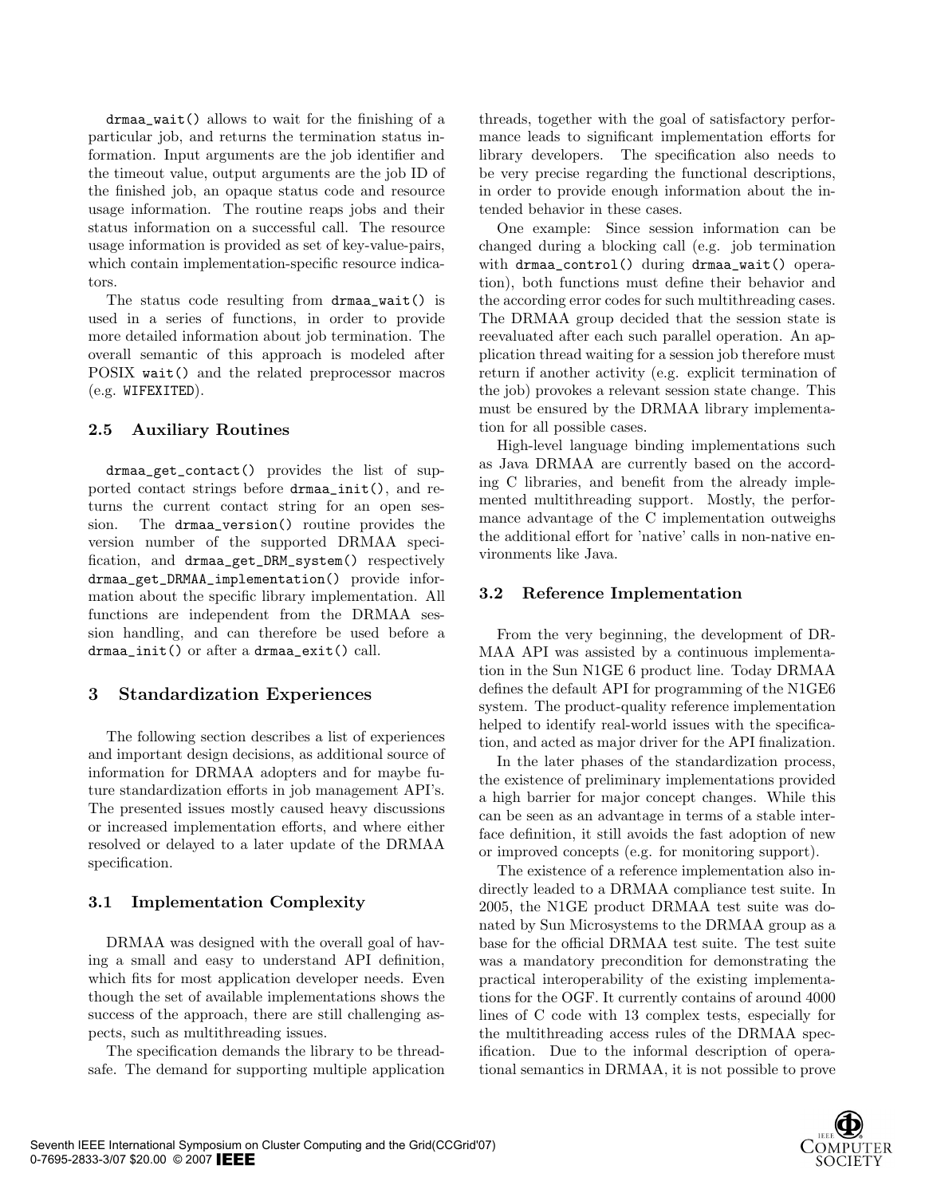`drmaa_wait()` allows to wait for the finishing of a particular job, and returns the termination status information. Input arguments are the job identifier and the timeout value, output arguments are the job ID of the finished job, an opaque status code and resource usage information. The routine reaps jobs and their status information on a successful call. The resource usage information is provided as set of key-value-pairs, which contain implementation-specific resource indicators.

The status code resulting from `drmaa_wait()` is used in a series of functions, in order to provide more detailed information about job termination. The overall semantic of this approach is modeled after POSIX `wait()` and the related preprocessor macros (e.g. `WIFEXITED`).

### 2.5 Auxiliary Routines

`drmaa_get_contact()` provides the list of supported contact strings before `drmaa_init()`, and returns the current contact string for an open session. The `drmaa_version()` routine provides the version number of the supported DRMAA specification, and `drmaa_get_DRM_system()` respectively `drmaa_get_DRMAA_implementation()` provide information about the specific library implementation. All functions are independent from the DRMAA session handling, and can therefore be used before a `drmaa_init()` or after a `drmaa_exit()` call.

## 3 Standardization Experiences

The following section describes a list of experiences and important design decisions, as additional source of information for DRMAA adopters and for maybe future standardization efforts in job management API's. The presented issues mostly caused heavy discussions or increased implementation efforts, and where either resolved or delayed to a later update of the DRMAA specification.

### 3.1 Implementation Complexity

DRMAA was designed with the overall goal of having a small and easy to understand API definition, which fits for most application developer needs. Even though the set of available implementations shows the success of the approach, there are still challenging aspects, such as multithreading issues.

The specification demands the library to be threadsafe. The demand for supporting multiple application threads, together with the goal of satisfactory performance leads to significant implementation efforts for library developers. The specification also needs to be very precise regarding the functional descriptions, in order to provide enough information about the intended behavior in these cases.

One example: Since session information can be changed during a blocking call (e.g. job termination with `drmaa_control()` during `drmaa_wait()` operation), both functions must define their behavior and the according error codes for such multithreading cases. The DRMAA group decided that the session state is reevaluated after each such parallel operation. An application thread waiting for a session job therefore must return if another activity (e.g. explicit termination of the job) provokes a relevant session state change. This must be ensured by the DRMAA library implementation for all possible cases.

High-level language binding implementations such as Java DRMAA are currently based on the according C libraries, and benefit from the already implemented multithreading support. Mostly, the performance advantage of the C implementation outweighs the additional effort for 'native' calls in non-native environments like Java.

### 3.2 Reference Implementation

From the very beginning, the development of DRMAA API was assisted by a continuous implementation in the Sun N1GE 6 product line. Today DRMAA defines the default API for programming of the N1GE6 system. The product-quality reference implementation helped to identify real-world issues with the specification, and acted as major driver for the API finalization.

In the later phases of the standardization process, the existence of preliminary implementations provided a high barrier for major concept changes. While this can be seen as an advantage in terms of a stable interface definition, it still avoids the fast adoption of new or improved concepts (e.g. for monitoring support).

The existence of a reference implementation also indirectly leaded to a DRMAA compliance test suite. In 2005, the N1GE product DRMAA test suite was donated by Sun Microsystems to the DRMAA group as a base for the official DRMAA test suite. The test suite was a mandatory precondition for demonstrating the practical interoperability of the existing implementations for the OGF. It currently contains of around 4000 lines of C code with 13 complex tests, especially for the multithreading access rules of the DRMAA specification. Due to the informal description of operational semantics in DRMAA, it is not possible to prove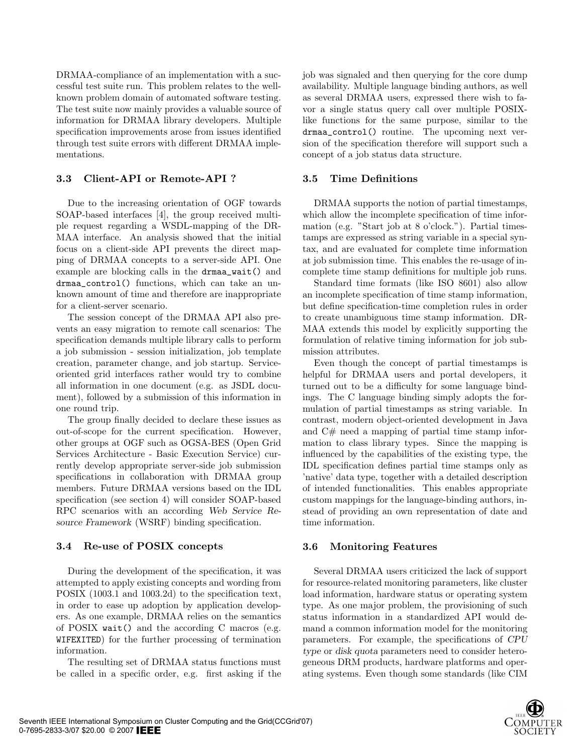DRMAA-compliance of an implementation with a successful test suite run. This problem relates to the well-known problem domain of automated software testing. The test suite now mainly provides a valuable source of information for DRMAA library developers. Multiple specification improvements arose from issues identified through test suite errors with different DRMAA implementations.

### 3.3 Client-API or Remote-API ?

Due to the increasing orientation of OGF towards SOAP-based interfaces [4], the group received multiple request regarding a WSDL-mapping of the DRMAA interface. An analysis showed that the initial focus on a client-side API prevents the direct mapping of DRMAA concepts to a server-side API. One example are blocking calls in the `drmaa_wait()` and `drmaa_control()` functions, which can take an unknown amount of time and therefore are inappropriate for a client-server scenario.

The session concept of the DRMAA API also prevents an easy migration to remote call scenarios: The specification demands multiple library calls to perform a job submission - session initialization, job template creation, parameter change, and job startup. Service-oriented grid interfaces rather would try to combine all information in one document (e.g. as JSDL document), followed by a submission of this information in one round trip.

The group finally decided to declare these issues as out-of-scope for the current specification. However, other groups at OGF such as OGSA-BES (Open Grid Services Architecture - Basic Execution Service) currently develop appropriate server-side job submission specifications in collaboration with DRMAA group members. Future DRMAA versions based on the IDL specification (see section 4) will consider SOAP-based RPC scenarios with an according *Web Service Resource Framework* (WSRF) binding specification.

### 3.4 Re-use of POSIX concepts

During the development of the specification, it was attempted to apply existing concepts and wording from POSIX (1003.1 and 1003.2d) to the specification text, in order to ease up adoption by application developers. As one example, DRMAA relies on the semantics of POSIX `wait()` and the according C macros (e.g. `WIFEXITED`) for the further processing of termination information.

The resulting set of DRMAA status functions must be called in a specific order, e.g. first asking if the job was signaled and then querying for the core dump availability. Multiple language binding authors, as well as several DRMAA users, expressed there wish to favor a single status query call over multiple POSIX-like functions for the same purpose, similar to the `drmaa_control()` routine. The upcoming next version of the specification therefore will support such a concept of a job status data structure.

### 3.5 Time Definitions

DRMAA supports the notion of partial timestamps, which allow the incomplete specification of time information (e.g. "Start job at 8 o'clock."). Partial timestamps are expressed as string variable in a special syntax, and are evaluated for complete time information at job submission time. This enables the re-usage of incomplete time stamp definitions for multiple job runs.

Standard time formats (like ISO 8601) also allow an incomplete specification of time stamp information, but define specification-time completion rules in order to create unambiguous time stamp information. DRMAA extends this model by explicitly supporting the formulation of relative timing information for job submission attributes.

Even though the concept of partial timestamps is helpful for DRMAA users and portal developers, it turned out to be a difficulty for some language bindings. The C language binding simply adopts the formulation of partial timestamps as string variable. In contrast, modern object-oriented development in Java and C# need a mapping of partial time stamp information to class library types. Since the mapping is influenced by the capabilities of the existing type, the IDL specification defines partial time stamps only as 'native' data type, together with a detailed description of intended functionalities. This enables appropriate custom mappings for the language-binding authors, instead of providing an own representation of date and time information.

### 3.6 Monitoring Features

Several DRMAA users criticized the lack of support for resource-related monitoring parameters, like cluster load information, hardware status or operating system type. As one major problem, the provisioning of such status information in a standardized API would demand a common information model for the monitoring parameters. For example, the specifications of *CPU type* or *disk quota* parameters need to consider heterogeneous DRM products, hardware platforms and operating systems. Even though some standards (like CIM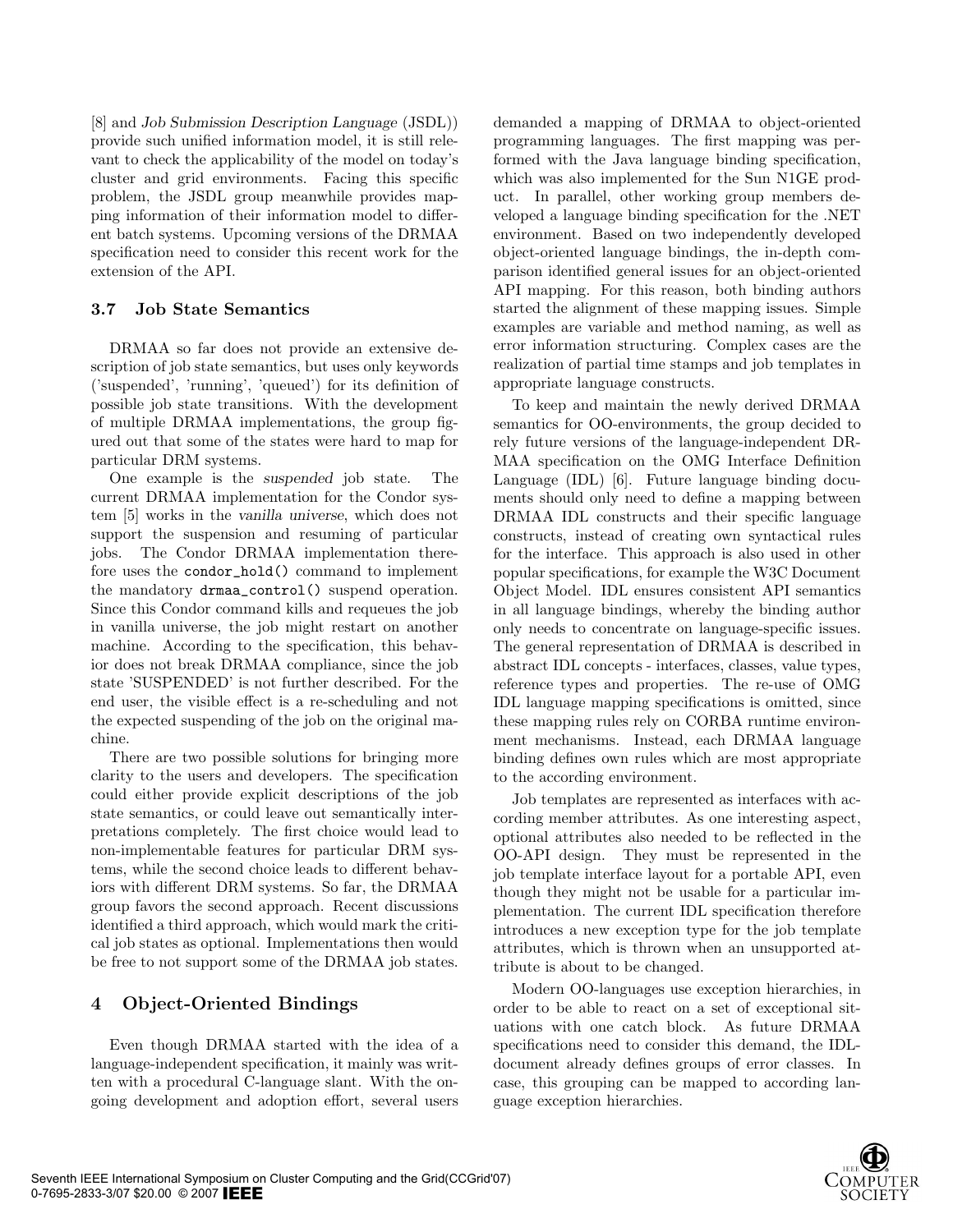[8] and *Job Submission Description Language* (JSDL)) provide such unified information model, it is still relevant to check the applicability of the model on today's cluster and grid environments. Facing this specific problem, the JSDL group meanwhile provides mapping information of their information model to different batch systems. Upcoming versions of the DRMAA specification need to consider this recent work for the extension of the API.

### 3.7 Job State Semantics

DRMAA so far does not provide an extensive description of job state semantics, but uses only keywords ('suspended', 'running', 'queued') for its definition of possible job state transitions. With the development of multiple DRMAA implementations, the group figured out that some of the states were hard to map for particular DRM systems.

One example is the *suspended* job state. The current DRMAA implementation for the Condor system [5] works in the *vanilla universe*, which does not support the suspension and resuming of particular jobs. The Condor DRMAA implementation therefore uses the `condor_hold()` command to implement the mandatory `drmaa_control()` suspend operation. Since this Condor command kills and requeues the job in vanilla universe, the job might restart on another machine. According to the specification, this behavior does not break DRMAA compliance, since the job state 'SUSPENDED' is not further described. For the end user, the visible effect is a re-scheduling and not the expected suspending of the job on the original machine.

There are two possible solutions for bringing more clarity to the users and developers. The specification could either provide explicit descriptions of the job state semantics, or could leave out semantically interpretations completely. The first choice would lead to non-implementable features for particular DRM systems, while the second choice leads to different behaviors with different DRM systems. So far, the DRMAA group favors the second approach. Recent discussions identified a third approach, which would mark the critical job states as optional. Implementations then would be free to not support some of the DRMAA job states.

## 4 Object-Oriented Bindings

Even though DRMAA started with the idea of a language-independent specification, it mainly was written with a procedural C-language slant. With the ongoing development and adoption effort, several users demanded a mapping of DRMAA to object-oriented programming languages. The first mapping was performed with the Java language binding specification, which was also implemented for the Sun N1GE product. In parallel, other working group members developed a language binding specification for the .NET environment. Based on two independently developed object-oriented language bindings, the in-depth comparison identified general issues for an object-oriented API mapping. For this reason, both binding authors started the alignment of these mapping issues. Simple examples are variable and method naming, as well as error information structuring. Complex cases are the realization of partial time stamps and job templates in appropriate language constructs.

To keep and maintain the newly derived DRMAA semantics for OO-environments, the group decided to rely future versions of the language-independent DRMAA specification on the OMG Interface Definition Language (IDL) [6]. Future language binding documents should only need to define a mapping between DRMAA IDL constructs and their specific language constructs, instead of creating own syntactical rules for the interface. This approach is also used in other popular specifications, for example the W3C Document Object Model. IDL ensures consistent API semantics in all language bindings, whereby the binding author only needs to concentrate on language-specific issues. The general representation of DRMAA is described in abstract IDL concepts - interfaces, classes, value types, reference types and properties. The re-use of OMG IDL language mapping specifications is omitted, since these mapping rules rely on CORBA runtime environment mechanisms. Instead, each DRMAA language binding defines own rules which are most appropriate to the according environment.

Job templates are represented as interfaces with according member attributes. As one interesting aspect, optional attributes also needed to be reflected in the OO-API design. They must be represented in the job template interface layout for a portable API, even though they might not be usable for a particular implementation. The current IDL specification therefore introduces a new exception type for the job template attributes, which is thrown when an unsupported attribute is about to be changed.

Modern OO-languages use exception hierarchies, in order to be able to react on a set of exceptional situations with one catch block. As future DRMAA specifications need to consider this demand, the IDL-document already defines groups of error classes. In case, this grouping can be mapped to according language exception hierarchies.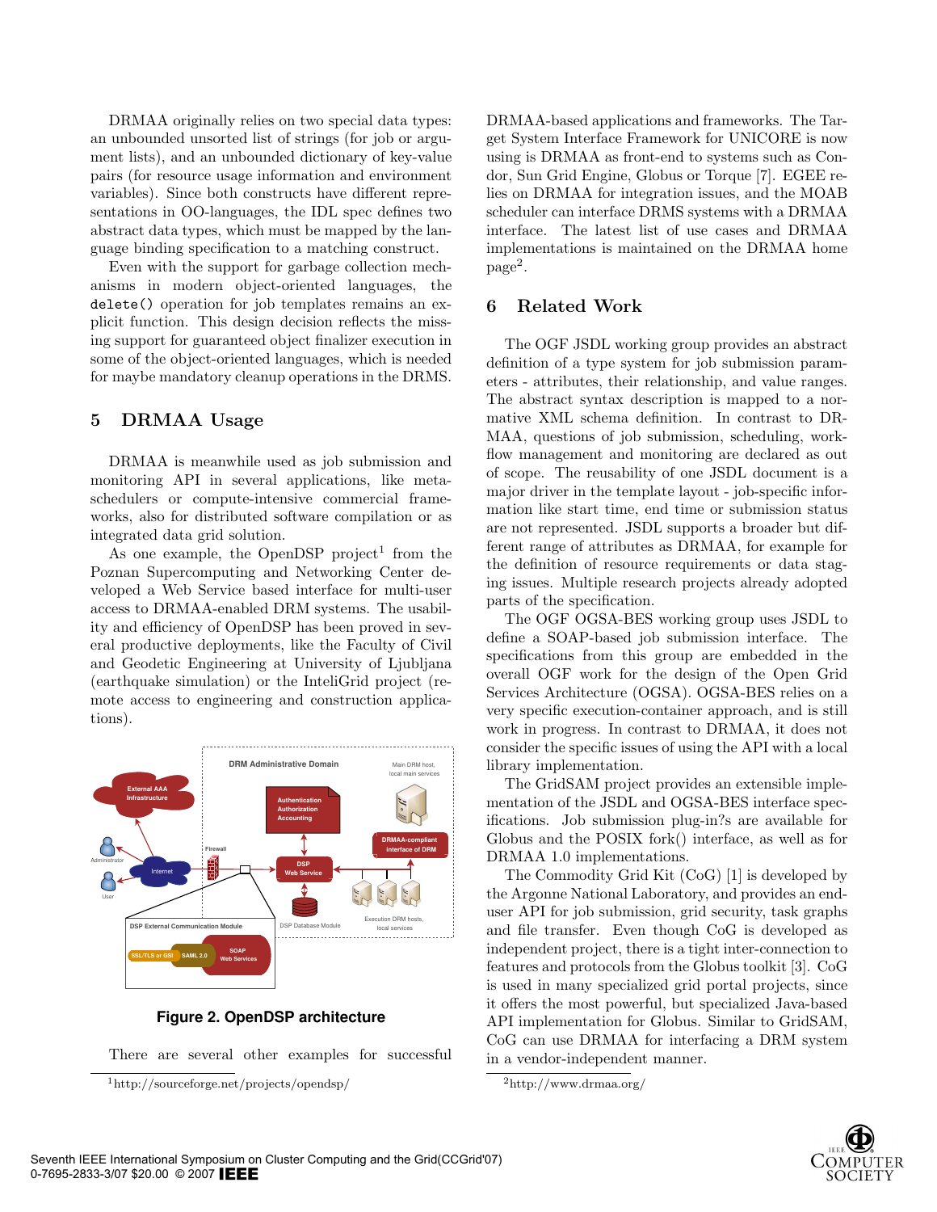DRMAA originally relies on two special data types: an unbounded unsorted list of strings (for job or argument lists), and an unbounded dictionary of key-value pairs (for resource usage information and environment variables). Since both constructs have different representations in OO-languages, the IDL spec defines two abstract data types, which must be mapped by the language binding specification to a matching construct.

Even with the support for garbage collection mechanisms in modern object-oriented languages, the `delete()` operation for job templates remains an explicit function. This design decision reflects the missing support for guaranteed object finalizer execution in some of the object-oriented languages, which is needed for maybe mandatory cleanup operations in the DRMS.

## 5 DRMAA Usage

DRMAA is meanwhile used as job submission and monitoring API in several applications, like meta-schedulers or compute-intensive commercial frameworks, also for distributed software compilation or as integrated data grid solution.

As one example, the OpenDSP project[1] from the Poznan Supercomputing and Networking Center developed a Web Service based interface for multi-user access to DRMAA-enabled DRM systems. The usability and efficiency of OpenDSP has been proved in several productive deployments, like the Faculty of Civil and Geodetic Engineering at University of Ljubljana (earthquake simulation) or the InteliGrid project (remote access to engineering and construction applications).

**Figure 2. OpenDSP architecture**

There are several other examples for successful DRMAA-based applications and frameworks. The Target System Interface Framework for UNICORE is now using is DRMAA as front-end to systems such as Condor, Sun Grid Engine, Globus or Torque [7]. EGEE relies on DRMAA for integration issues, and the MOAB scheduler can interface DRMS systems with a DRMAA interface. The latest list of use cases and DRMAA implementations is maintained on the DRMAA home page[2].

## 6 Related Work

The OGF JSDL working group provides an abstract definition of a type system for job submission parameters - attributes, their relationship, and value ranges. The abstract syntax description is mapped to a normative XML schema definition. In contrast to DRMAA, questions of job submission, scheduling, workflow management and monitoring are declared as out of scope. The reusability of one JSDL document is a major driver in the template layout - job-specific information like start time, end time or submission status are not represented. JSDL supports a broader but different range of attributes as DRMAA, for example for the definition of resource requirements or data staging issues. Multiple research projects already adopted parts of the specification.

The OGF OGSA-BES working group uses JSDL to define a SOAP-based job submission interface. The specifications from this group are embedded in the overall OGF work for the design of the Open Grid Services Architecture (OGSA). OGSA-BES relies on a very specific execution-container approach, and is still work in progress. In contrast to DRMAA, it does not consider the specific issues of using the API with a local library implementation.

The GridSAM project provides an extensible implementation of the JSDL and OGSA-BES interface specifications. Job submission plug-in?s are available for Globus and the POSIX fork() interface, as well as for DRMAA 1.0 implementations.

The Commodity Grid Kit (CoG) [1] is developed by the Argonne National Laboratory, and provides an end-user API for job submission, grid security, task graphs and file transfer. Even though CoG is developed as independent project, there is a tight inter-connection to features and protocols from the Globus toolkit [3]. CoG is used in many specialized grid portal projects, since it offers the most powerful, but specialized Java-based API implementation for Globus. Similar to GridSAM, CoG can use DRMAA for interfacing a DRM system in a vendor-independent manner.

[1] http://sourceforge.net/projects/opendsp/

[2] http://www.drmaa.org/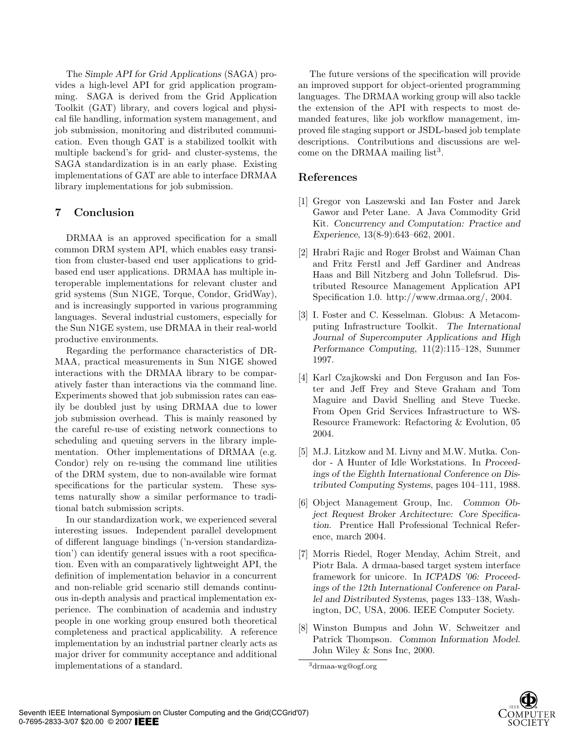The *Simple API for Grid Applications* (SAGA) provides a high-level API for grid application programming. SAGA is derived from the Grid Application Toolkit (GAT) library, and covers logical and physical file handling, information system management, and job submission, monitoring and distributed communication. Even though GAT is a stabilized toolkit with multiple backend's for grid- and cluster-systems, the SAGA standardization is in an early phase. Existing implementations of GAT are able to interface DRMAA library implementations for job submission.

## 7 Conclusion

DRMAA is an approved specification for a small common DRM system API, which enables easy transition from cluster-based end user applications to grid-based end user applications. DRMAA has multiple interoperable implementations for relevant cluster and grid systems (Sun N1GE, Torque, Condor, GridWay), and is increasingly supported in various programming languages. Several industrial customers, especially for the Sun N1GE system, use DRMAA in their real-world productive environments.

Regarding the performance characteristics of DRMAA, practical measurements in Sun N1GE showed interactions with the DRMAA library to be comparatively faster than interactions via the command line. Experiments showed that job submission rates can easily be doubled just by using DRMAA due to lower job submission overhead. This is mainly reasoned by the careful re-use of existing network connections to scheduling and queuing servers in the library implementation. Other implementations of DRMAA (e.g. Condor) rely on re-using the command line utilities of the DRM system, due to non-available wire format specifications for the particular system. These systems naturally show a similar performance to traditional batch submission scripts.

In our standardization work, we experienced several interesting issues. Independent parallel development of different language bindings ('n-version standardization') can identify general issues with a root specification. Even with an comparatively lightweight API, the definition of implementation behavior in a concurrent and non-reliable grid scenario still demands continuous in-depth analysis and practical implementation experience. The combination of academia and industry people in one working group ensured both theoretical completeness and practical applicability. A reference implementation by an industrial partner clearly acts as major driver for community acceptance and additional implementations of a standard.

The future versions of the specification will provide an improved support for object-oriented programming languages. The DRMAA working group will also tackle the extension of the API with respects to most demanded features, like job workflow management, improved file staging support or JSDL-based job template descriptions. Contributions and discussions are welcome on the DRMAA mailing list[3].

## References

[1] Gregor von Laszewski and Ian Foster and Jarek Gawor and Peter Lane. A Java Commodity Grid Kit. *Concurrency and Computation: Practice and Experience*, 13(8-9):643–662, 2001.

[2] Hrabri Rajic and Roger Brobst and Waiman Chan and Fritz Ferstl and Jeff Gardiner and Andreas Haas and Bill Nitzberg and John Tollefsrud. Distributed Resource Management Application API Specification 1.0. http://www.drmaa.org/, 2004.

[3] I. Foster and C. Kesselman. Globus: A Metacomputing Infrastructure Toolkit. *The International Journal of Supercomputer Applications and High Performance Computing*, 11(2):115–128, Summer 1997.

[4] Karl Czajkowski and Don Ferguson and Ian Foster and Jeff Frey and Steve Graham and Tom Maguire and David Snelling and Steve Tuecke. From Open Grid Services Infrastructure to WS-Resource Framework: Refactoring & Evolution, 05 2004.

[5] M.J. Litzkow and M. Livny and M.W. Mutka. Condor - A Hunter of Idle Workstations. In *Proceedings of the Eighth International Conference on Distributed Computing Systems*, pages 104–111, 1988.

[6] Object Management Group, Inc. *Common Object Request Broker Architecture: Core Specification*. Prentice Hall Professional Technical Reference, march 2004.

[7] Morris Riedel, Roger Menday, Achim Streit, and Piotr Bala. A drmaa-based target system interface framework for unicore. In *ICPADS '06: Proceedings of the 12th International Conference on Parallel and Distributed Systems*, pages 133–138, Washington, DC, USA, 2006. IEEE Computer Society.

[8] Winston Bumpus and John W. Schweitzer and Patrick Thompson. *Common Information Model*. John Wiley & Sons Inc, 2000.

[3] drmaa-wg@ogf.org